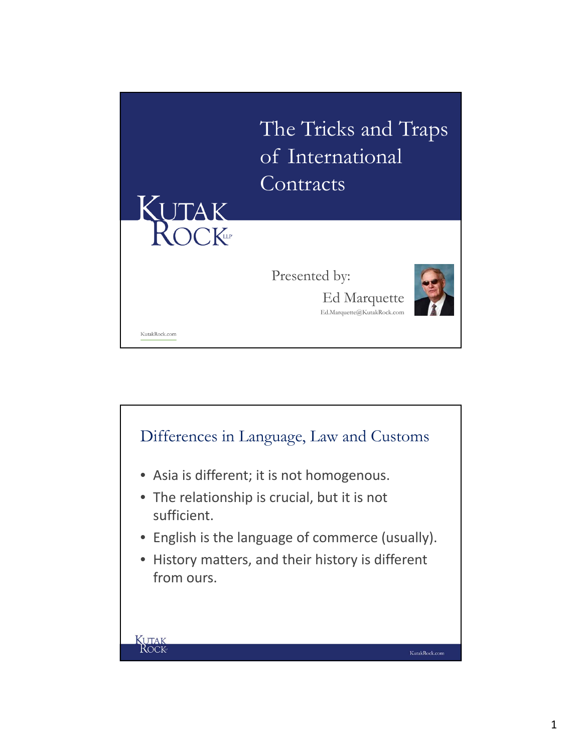# The Tricks and Traps of International Contracts

Presented by:

Ed Marquette

Ed.Marquette@KutakRock.com

## Differences in Language, Law and Customs

- Asia is different; it is not homogenous.
- The relationship is crucial, but it is not sufficient.
- English is the language of commerce (usually).
- History matters, and their history is different from ours.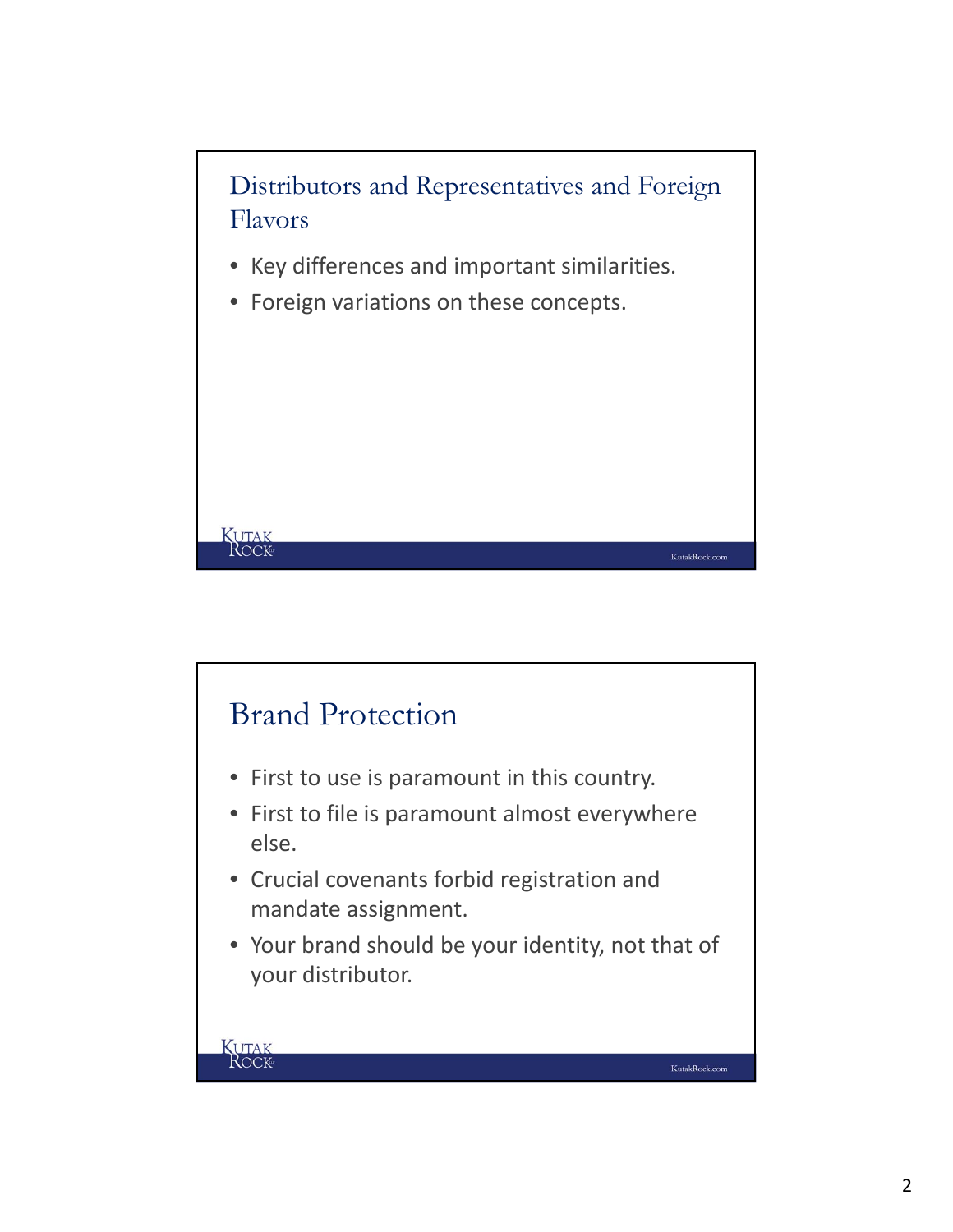## Distributors and Representatives and Foreign Flavors

- Key differences and important similarities.
- Foreign variations on these concepts.

## Brand Protection

- First to use is paramount in this country.
- First to file is paramount almost everywhere else.
- Crucial covenants forbid registration and mandate assignment.
- Your brand should be your identity, not that of your distributor.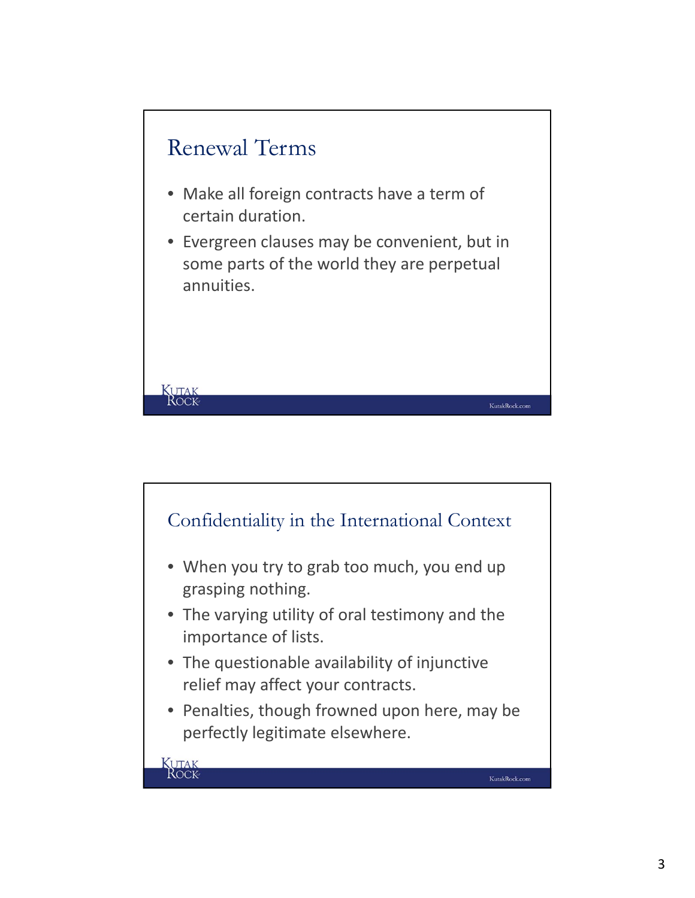## Renewal Terms

- Make all foreign contracts have a term of certain duration.
- Evergreen clauses may be convenient, but in some parts of the world they are perpetual annuities.

## Confidentiality in the International Context

- When you try to grab too much, you end up grasping nothing.
- The varying utility of oral testimony and the importance of lists.
- The questionable availability of injunctive relief may affect your contracts.
- Penalties, though frowned upon here, may be perfectly legitimate elsewhere.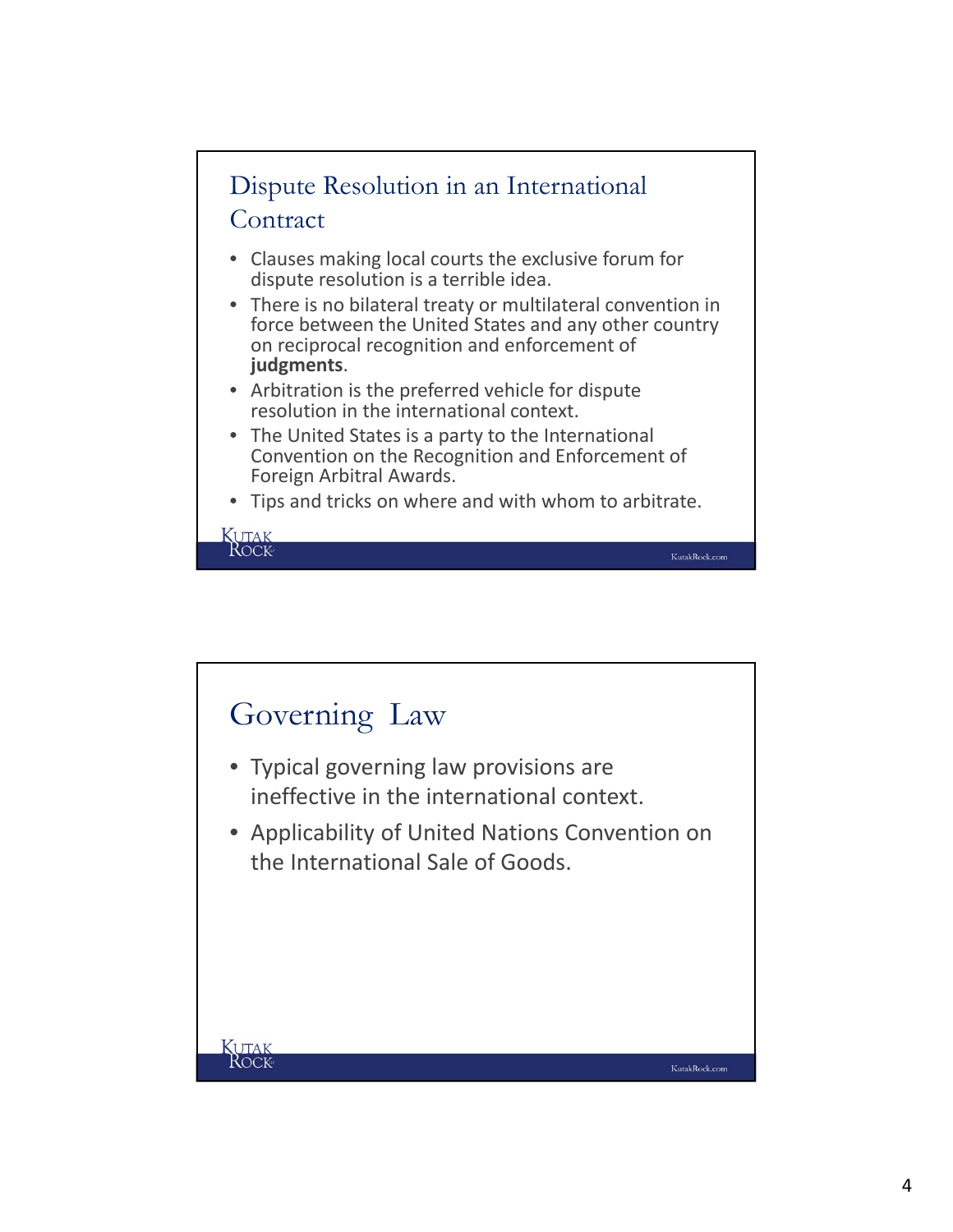## Dispute Resolution in an International Contract

- Clauses making local courts the exclusive forum for dispute resolution is a terrible idea.
- There is no bilateral treaty or multilateral convention in force between the United States and any other country on reciprocal recognition and enforcement of **judgments**.
- Arbitration is the preferred vehicle for dispute resolution in the international context.
- The United States is a party to the International Convention on the Recognition and Enforcement of Foreign Arbitral Awards.
- Tips and tricks on where and with whom to arbitrate.

## Governing Law

- Typical governing law provisions are ineffective in the international context.
- Applicability of United Nations Convention on the International Sale of Goods.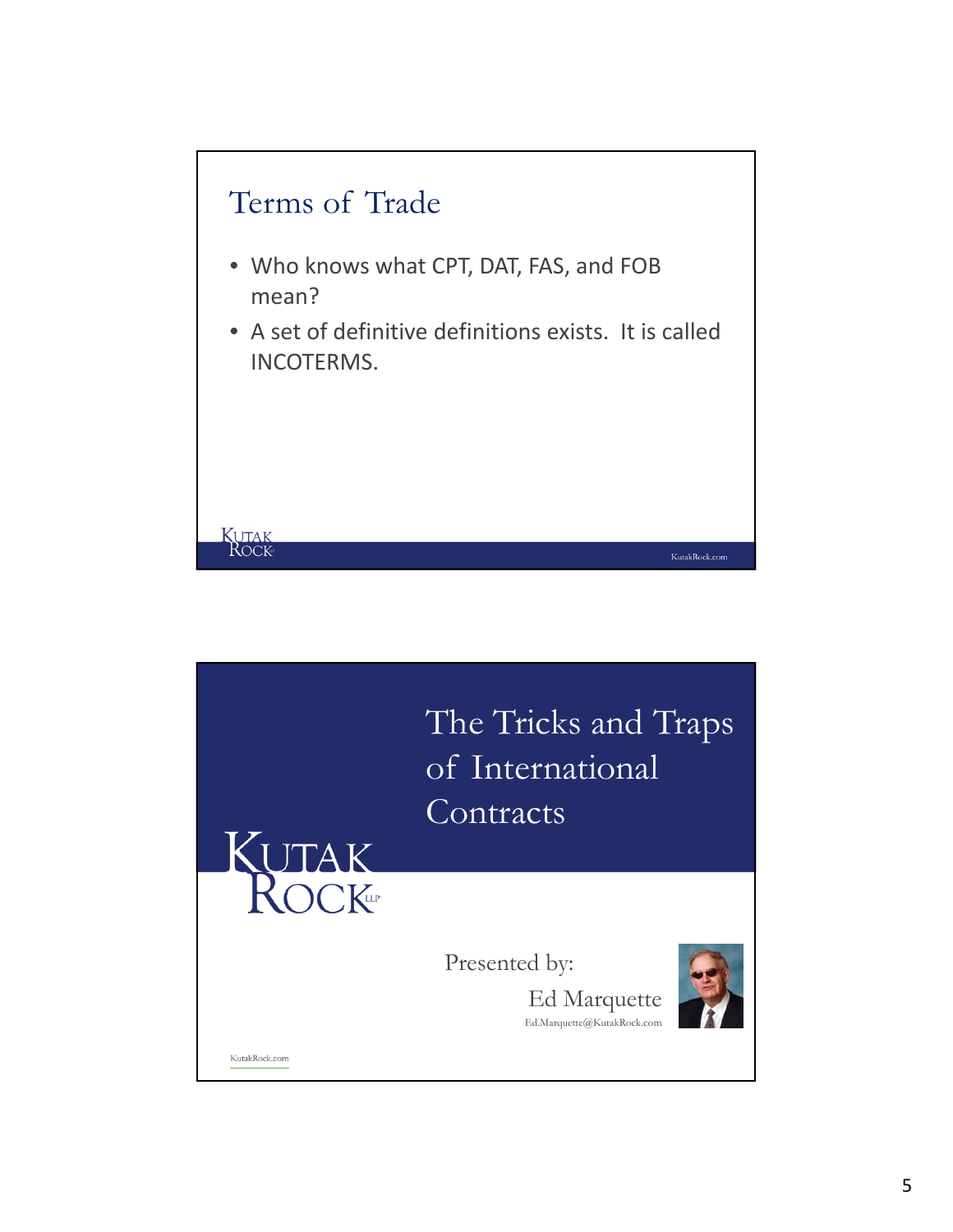## Terms of Trade

- Who knows what CPT, DAT, FAS, and FOB mean?
- A set of definitive definitions exists. It is called INCOTERMS.

KUTAK ROCK

KutakRock.com

# The Tricks and Traps of International Contracts

KUTAK ROCK LLP

Presented by:

Ed Marquette

Ed.Marquette@KutakRock.com

KutakRock.com